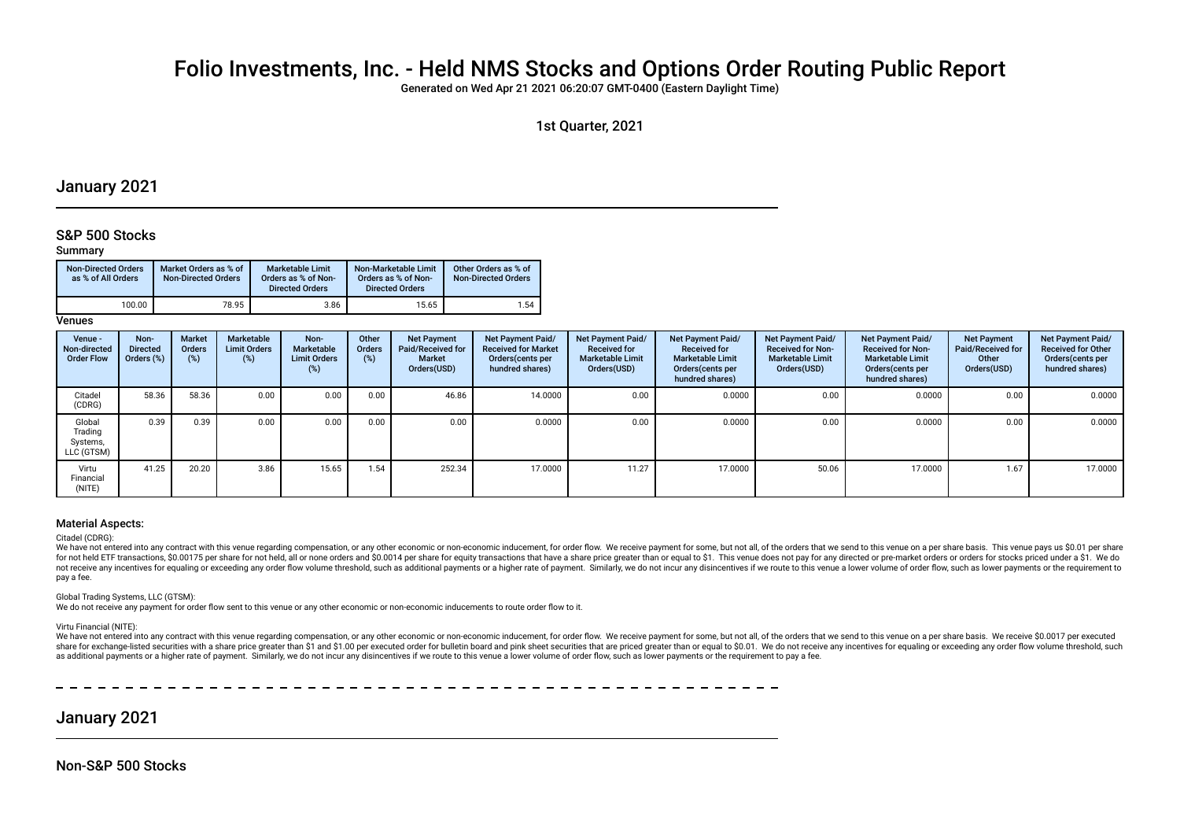# Folio Investments, Inc. - Held NMS Stocks and Options Order Routing Public Report

Generated on Wed Apr 21 2021 06:20:07 GMT-0400 (Eastern Daylight Time)

1st Quarter, 2021

## January 2021

### S&P 500 Stocks

#### Summary

| Non-Directed Orders as % of All Orders | Market Orders as % of Non-Directed Orders | Marketable Limit Orders as % of Non-Directed Orders | Non-Marketable Limit Orders as % of Non-Directed Orders | Other Orders as % of Non-Directed Orders |
|---|---|---|---|---|
| 100.00 | 78.95 | 3.86 | 15.65 | 1.54 |

#### Venues

| Venue - Non-directed Order Flow | Non-Directed Orders (%) | Market Orders (%) | Marketable Limit Orders (%) | Non-Marketable Limit Orders (%) | Other Orders (%) | Net Payment Paid/Received for Market Orders(USD) | Net Payment Paid/ Received for Market Orders(cents per hundred shares) | Net Payment Paid/ Received for Marketable Limit Orders(USD) | Net Payment Paid/ Received for Marketable Limit Orders(cents per hundred shares) | Net Payment Paid/ Received for Non-Marketable Limit Orders(USD) | Net Payment Paid/ Received for Non-Marketable Limit Orders(cents per hundred shares) | Net Payment Paid/Received for Other Orders(USD) | Net Payment Paid/ Received for Other Orders(cents per hundred shares) |
|---|---|---|---|---|---|---|---|---|---|---|---|---|---|
| Citadel (CDRG) | 58.36 | 58.36 | 0.00 | 0.00 | 0.00 | 46.86 | 14.0000 | 0.00 | 0.0000 | 0.00 | 0.0000 | 0.00 | 0.0000 |
| Global Trading Systems, LLC (GTSM) | 0.39 | 0.39 | 0.00 | 0.00 | 0.00 | 0.00 | 0.0000 | 0.00 | 0.0000 | 0.00 | 0.0000 | 0.00 | 0.0000 |
| Virtu Financial (NITE) | 41.25 | 20.20 | 3.86 | 15.65 | 1.54 | 252.34 | 17.0000 | 11.27 | 17.0000 | 50.06 | 17.0000 | 1.67 | 17.0000 |

#### Material Aspects:

Citadel (CDRG):

We have not entered into any contract with this venue regarding compensation, or any other economic or non-economic inducement, for order flow. We receive payment for some, but not all, of the orders that we send to this venue on a per share basis. This venue pays us $0.01 per share for not held ETF transactions, $0.00175 per share for not held, all or none orders and $0.0014 per share for equity transactions that have a share price greater than or equal to $1. This venue does not pay for any directed or pre-market orders or orders for stocks priced under a $1. We do not receive any incentives for equaling or exceeding any order flow volume threshold, such as additional payments or a higher rate of payment. Similarly, we do not incur any disincentives if we route to this venue a lower volume of order flow, such as lower payments or the requirement to pay a fee.

Global Trading Systems, LLC (GTSM):

We do not receive any payment for order flow sent to this venue or any other economic or non-economic inducements to route order flow to it.

Virtu Financial (NITE):

We have not entered into any contract with this venue regarding compensation, or any other economic or non-economic inducement, for order flow. We receive payment for some, but not all, of the orders that we send to this venue on a per share basis. We receive $0.0017 per executed share for exchange-listed securities with a share price greater than $1 and $1.00 per executed order for bulletin board and pink sheet securities that are priced greater than or equal to $0.01. We do not receive any incentives for equaling or exceeding any order flow volume threshold, such as additional payments or a higher rate of payment. Similarly, we do not incur any disincentives if we route to this venue a lower volume of order flow, such as lower payments or the requirement to pay a fee.

## January 2021

### Non-S&P 500 Stocks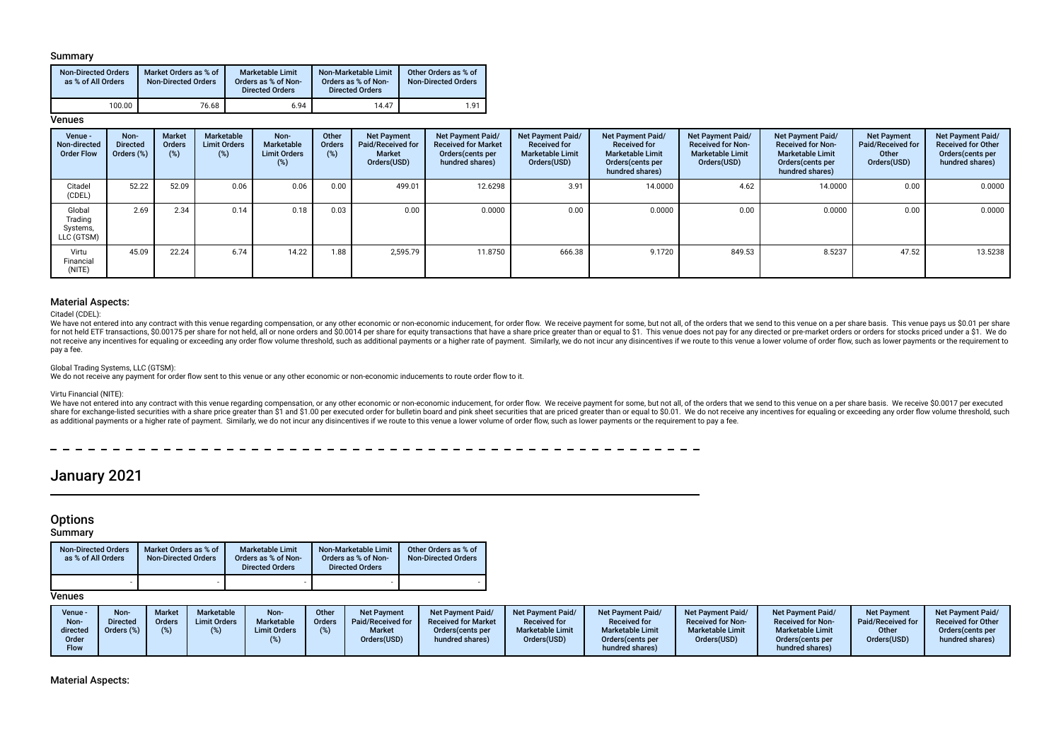### Summary

| Non-Directed Orders as % of All Orders | Market Orders as % of Non-Directed Orders | Marketable Limit Orders as % of Non-Directed Orders | Non-Marketable Limit Orders as % of Non-Directed Orders | Other Orders as % of Non-Directed Orders |
|---|---|---|---|---|
| 100.00 | 76.68 | 6.94 | 14.47 | 1.91 |

### Venues

| Venue - Non-directed Order Flow | Non-Directed Orders (%) | Market Orders (%) | Marketable Limit Orders (%) | Non-Marketable Limit Orders (%) | Other Orders (%) | Net Payment Paid/Received for Market Orders(USD) | Net Payment Paid/ Received for Market Orders(cents per hundred shares) | Net Payment Paid/ Received for Marketable Limit Orders(USD) | Net Payment Paid/ Received for Marketable Limit Orders(cents per hundred shares) | Net Payment Paid/ Received for Non-Marketable Limit Orders(USD) | Net Payment Paid/ Received for Non-Marketable Limit Orders(cents per hundred shares) | Net Payment Paid/Received for Other Orders(USD) | Net Payment Paid/ Received for Other Orders(cents per hundred shares) |
|---|---|---|---|---|---|---|---|---|---|---|---|---|---|
| Citadel (CDEL) | 52.22 | 52.09 | 0.06 | 0.06 | 0.00 | 499.01 | 12.6298 | 3.91 | 14.0000 | 4.62 | 14.0000 | 0.00 | 0.0000 |
| Global Trading Systems, LLC (GTSM) | 2.69 | 2.34 | 0.14 | 0.18 | 0.03 | 0.00 | 0.0000 | 0.00 | 0.0000 | 0.00 | 0.0000 | 0.00 | 0.0000 |
| Virtu Financial (NITE) | 45.09 | 22.24 | 6.74 | 14.22 | 1.88 | 2,595.79 | 11.8750 | 666.38 | 9.1720 | 849.53 | 8.5237 | 47.52 | 13.5238 |

### Material Aspects:

Citadel (CDEL):

We have not entered into any contract with this venue regarding compensation, or any other economic or non-economic inducement, for order flow. We receive payment for some, but not all, of the orders that we send to this venue on a per share basis. This venue pays us $0.01 per share for not held ETF transactions, $0.00175 per share for not held, all or none orders and $0.0014 per share for equity transactions that have a share price greater than or equal to $1. This venue does not pay for any directed or pre-market orders or orders for stocks priced under a $1. We do not receive any incentives for equaling or exceeding any order flow volume threshold, such as additional payments or a higher rate of payment. Similarly, we do not incur any disincentives if we route to this venue a lower volume of order flow, such as lower payments or the requirement to pay a fee.

Global Trading Systems, LLC (GTSM):

We do not receive any payment for order flow sent to this venue or any other economic or non-economic inducements to route order flow to it.

Virtu Financial (NITE):

We have not entered into any contract with this venue regarding compensation, or any other economic or non-economic inducement, for order flow. We receive payment for some, but not all, of the orders that we send to this venue on a per share basis. We receive $0.0017 per executed share for exchange-listed securities with a share price greater than $1 and $1.00 per executed order for bulletin board and pink sheet securities that are priced greater than or equal to $0.01. We do not receive any incentives for equaling or exceeding any order flow volume threshold, such as additional payments or a higher rate of payment. Similarly, we do not incur any disincentives if we route to this venue a lower volume of order flow, such as lower payments or the requirement to pay a fee.

# January 2021

## Options

### Summary

| Non-Directed Orders as % of All Orders | Market Orders as % of Non-Directed Orders | Marketable Limit Orders as % of Non-Directed Orders | Non-Marketable Limit Orders as % of Non-Directed Orders | Other Orders as % of Non-Directed Orders |
|---|---|---|---|---|
| - | - | - | - | - |

### Venues

| Venue - Non-directed Order Flow | Non-Directed Orders (%) | Market Orders (%) | Marketable Limit Orders (%) | Non-Marketable Limit Orders (%) | Other Orders (%) | Net Payment Paid/Received for Market Orders(USD) | Net Payment Paid/ Received for Market Orders(cents per hundred shares) | Net Payment Paid/ Received for Marketable Limit Orders(USD) | Net Payment Paid/ Received for Marketable Limit Orders(cents per hundred shares) | Net Payment Paid/ Received for Non-Marketable Limit Orders(USD) | Net Payment Paid/ Received for Non-Marketable Limit Orders(cents per hundred shares) | Net Payment Paid/Received for Other Orders(USD) | Net Payment Paid/ Received for Other Orders(cents per hundred shares) |
|---|---|---|---|---|---|---|---|---|---|---|---|---|---|

### Material Aspects: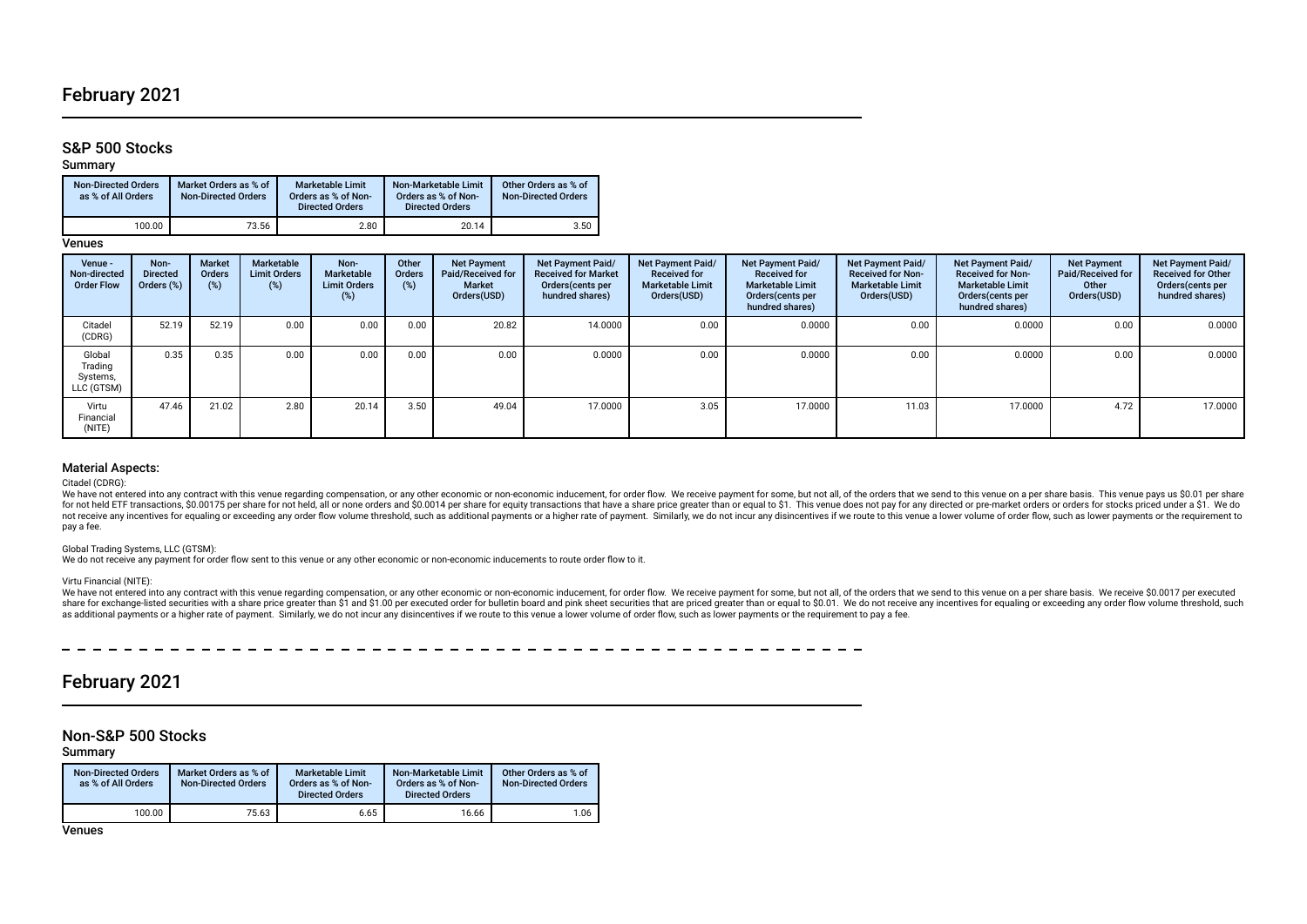# February 2021

## S&P 500 Stocks

### Summary

| Non-Directed Orders as % of All Orders | Market Orders as % of Non-Directed Orders | Marketable Limit Orders as % of Non-Directed Orders | Non-Marketable Limit Orders as % of Non-Directed Orders | Other Orders as % of Non-Directed Orders |
|---|---|---|---|---|
| 100.00 | 73.56 | 2.80 | 20.14 | 3.50 |

### Venues

| Venue - Non-directed Order Flow | Non-Directed Orders (%) | Market Orders (%) | Marketable Limit Orders (%) | Non-Marketable Limit Orders (%) | Other Orders (%) | Net Payment Paid/Received for Market Orders(USD) | Net Payment Paid/ Received for Market Orders(cents per hundred shares) | Net Payment Paid/ Received for Marketable Limit Orders(USD) | Net Payment Paid/ Received for Marketable Limit Orders(cents per hundred shares) | Net Payment Paid/ Received for Non-Marketable Limit Orders(USD) | Net Payment Paid/ Received for Non-Marketable Limit Orders(cents per hundred shares) | Net Payment Paid/Received for Other Orders(USD) | Net Payment Paid/ Received for Other Orders(cents per hundred shares) |
|---|---|---|---|---|---|---|---|---|---|---|---|---|---|
| Citadel (CDRG) | 52.19 | 52.19 | 0.00 | 0.00 | 0.00 | 20.82 | 14.0000 | 0.00 | 0.0000 | 0.00 | 0.0000 | 0.00 | 0.0000 |
| Global Trading Systems, LLC (GTSM) | 0.35 | 0.35 | 0.00 | 0.00 | 0.00 | 0.00 | 0.0000 | 0.00 | 0.0000 | 0.00 | 0.0000 | 0.00 | 0.0000 |
| Virtu Financial (NITE) | 47.46 | 21.02 | 2.80 | 20.14 | 3.50 | 49.04 | 17.0000 | 3.05 | 17.0000 | 11.03 | 17.0000 | 4.72 | 17.0000 |

### Material Aspects:

Citadel (CDRG):

We have not entered into any contract with this venue regarding compensation, or any other economic or non-economic inducement, for order flow. We receive payment for some, but not all, of the orders that we send to this venue on a per share basis. This venue pays us $0.01 per share for not held ETF transactions, $0.00175 per share for not held, all or none orders and $0.0014 per share for equity transactions that have a share price greater than or equal to $1. This venue does not pay for any directed or pre-market orders or orders for stocks priced under a $1. We do not receive any incentives for equaling or exceeding any order flow volume threshold, such as additional payments or a higher rate of payment. Similarly, we do not incur any disincentives if we route to this venue a lower volume of order flow, such as lower payments or the requirement to pay a fee.

Global Trading Systems, LLC (GTSM):

We do not receive any payment for order flow sent to this venue or any other economic or non-economic inducements to route order flow to it.

Virtu Financial (NITE):

We have not entered into any contract with this venue regarding compensation, or any other economic or non-economic inducement, for order flow. We receive payment for some, but not all, of the orders that we send to this venue on a per share basis. We receive $0.0017 per executed share for exchange-listed securities with a share price greater than $1 and $1.00 per executed order for bulletin board and pink sheet securities that are priced greater than or equal to $0.01. We do not receive any incentives for equaling or exceeding any order flow volume threshold, such as additional payments or a higher rate of payment. Similarly, we do not incur any disincentives if we route to this venue a lower volume of order flow, such as lower payments or the requirement to pay a fee.

# February 2021

## Non-S&P 500 Stocks

### Summary

| Non-Directed Orders as % of All Orders | Market Orders as % of Non-Directed Orders | Marketable Limit Orders as % of Non-Directed Orders | Non-Marketable Limit Orders as % of Non-Directed Orders | Other Orders as % of Non-Directed Orders |
|---|---|---|---|---|
| 100.00 | 75.63 | 6.65 | 16.66 | 1.06 |

### Venues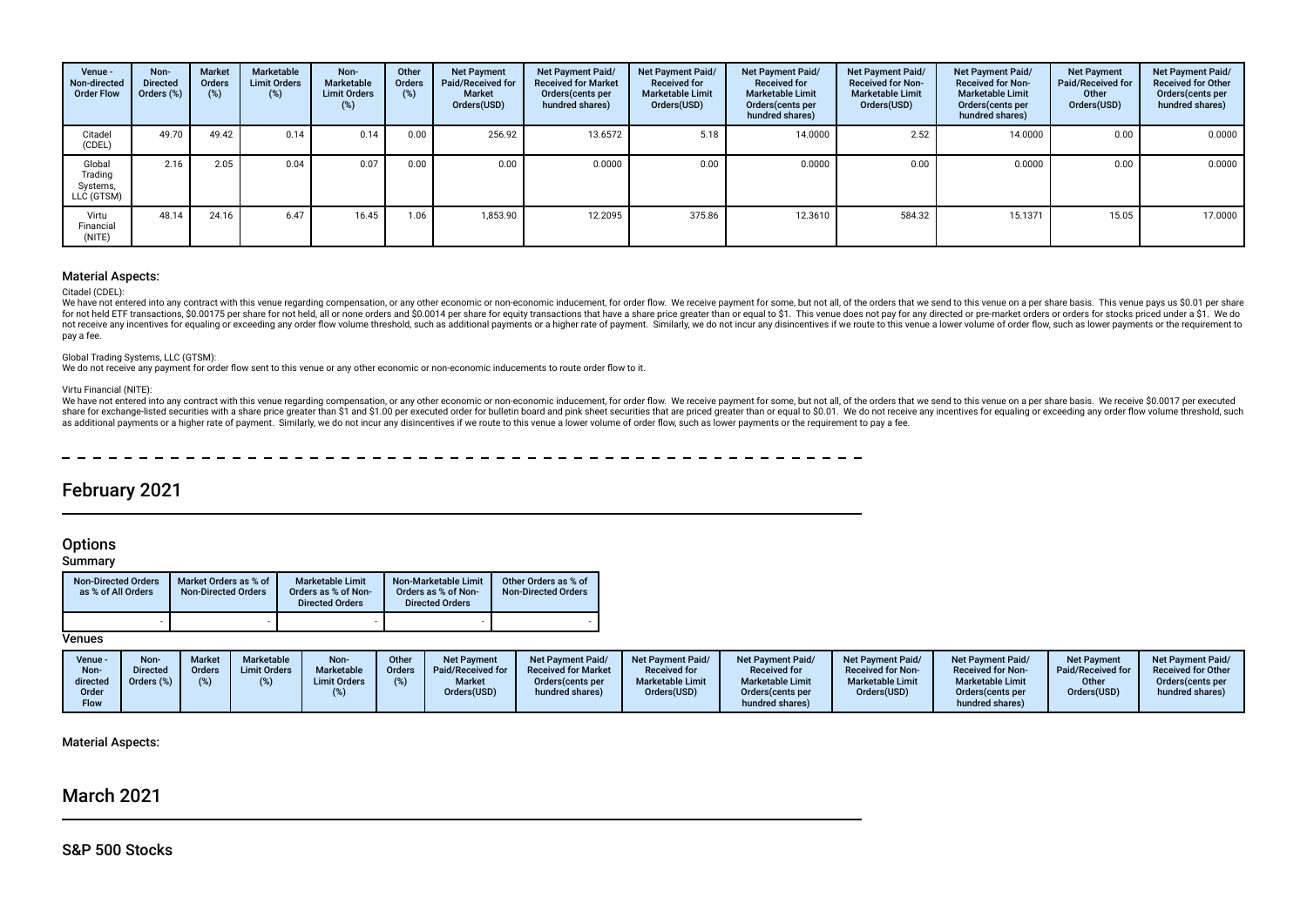| Venue - Non-directed Order Flow | Non-Directed Orders (%) | Market Orders (%) | Marketable Limit Orders (%) | Non-Marketable Limit Orders (%) | Other Orders (%) | Net Payment Paid/Received for Market Orders(USD) | Net Payment Paid/ Received for Market Orders(cents per hundred shares) | Net Payment Paid/ Received for Marketable Limit Orders(USD) | Net Payment Paid/ Received for Marketable Limit Orders(cents per hundred shares) | Net Payment Paid/ Received for Non-Marketable Limit Orders(USD) | Net Payment Paid/ Received for Non-Marketable Limit Orders(cents per hundred shares) | Net Payment Paid/Received for Other Orders(USD) | Net Payment Paid/ Received for Other Orders(cents per hundred shares) |
|---|---|---|---|---|---|---|---|---|---|---|---|---|---|
| Citadel (CDEL) | 49.70 | 49.42 | 0.14 | 0.14 | 0.00 | 256.92 | 13.6572 | 5.18 | 14.0000 | 2.52 | 14.0000 | 0.00 | 0.0000 |
| Global Trading Systems, LLC (GTSM) | 2.16 | 2.05 | 0.04 | 0.07 | 0.00 | 0.00 | 0.0000 | 0.00 | 0.0000 | 0.00 | 0.0000 | 0.00 | 0.0000 |
| Virtu Financial (NITE) | 48.14 | 24.16 | 6.47 | 16.45 | 1.06 | 1,853.90 | 12.2095 | 375.86 | 12.3610 | 584.32 | 15.1371 | 15.05 | 17.0000 |

### Material Aspects:

Citadel (CDEL):

We have not entered into any contract with this venue regarding compensation, or any other economic or non-economic inducement, for order flow. We receive payment for some, but not all, of the orders that we send to this venue on a per share basis. This venue pays us $0.01 per share for not held ETF transactions, $0.00175 per share for not held, all or none orders and $0.0014 per share for equity transactions that have a share price greater than or equal to $1. This venue does not pay for any directed or pre-market orders or orders for stocks priced under a $1. We do not receive any incentives for equaling or exceeding any order flow volume threshold, such as additional payments or a higher rate of payment. Similarly, we do not incur any disincentives if we route to this venue a lower volume of order flow, such as lower payments or the requirement to pay a fee.

Global Trading Systems, LLC (GTSM):

We do not receive any payment for order flow sent to this venue or any other economic or non-economic inducements to route order flow to it.

Virtu Financial (NITE):

We have not entered into any contract with this venue regarding compensation, or any other economic or non-economic inducement, for order flow. We receive payment for some, but not all, of the orders that we send to this venue on a per share basis. We receive $0.0017 per executed share for exchange-listed securities with a share price greater than $1 and $1.00 per executed order for bulletin board and pink sheet securities that are priced greater than or equal to $0.01. We do not receive any incentives for equaling or exceeding any order flow volume threshold, such as additional payments or a higher rate of payment. Similarly, we do not incur any disincentives if we route to this venue a lower volume of order flow, such as lower payments or the requirement to pay a fee.

## February 2021

### Options

Summary

| Non-Directed Orders as % of All Orders | Market Orders as % of Non-Directed Orders | Marketable Limit Orders as % of Non-Directed Orders | Non-Marketable Limit Orders as % of Non-Directed Orders | Other Orders as % of Non-Directed Orders |
|---|---|---|---|---|
| - | - | - | - | - |

Venues

| Venue - Non-directed Order Flow | Non-Directed Orders (%) | Market Orders (%) | Marketable Limit Orders (%) | Non-Marketable Limit Orders (%) | Other Orders (%) | Net Payment Paid/Received for Market Orders(USD) | Net Payment Paid/ Received for Market Orders(cents per hundred shares) | Net Payment Paid/ Received for Marketable Limit Orders(USD) | Net Payment Paid/ Received for Marketable Limit Orders(cents per hundred shares) | Net Payment Paid/ Received for Non-Marketable Limit Orders(USD) | Net Payment Paid/ Received for Non-Marketable Limit Orders(cents per hundred shares) | Net Payment Paid/Received for Other Orders(USD) | Net Payment Paid/ Received for Other Orders(cents per hundred shares) |
|---|---|---|---|---|---|---|---|---|---|---|---|---|---|

Material Aspects:

## March 2021

### S&P 500 Stocks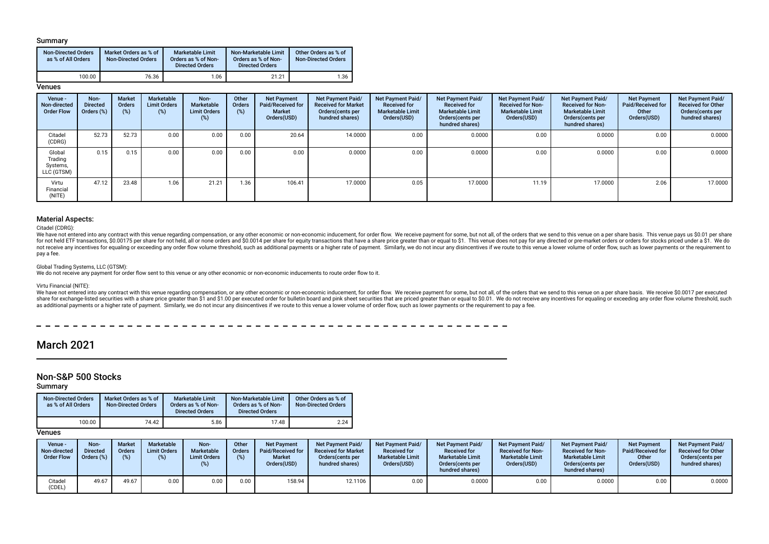### Summary

| Non-Directed Orders as % of All Orders | Market Orders as % of Non-Directed Orders | Marketable Limit Orders as % of Non-Directed Orders | Non-Marketable Limit Orders as % of Non-Directed Orders | Other Orders as % of Non-Directed Orders |
|---|---|---|---|---|
| 100.00 | 76.36 | 1.06 | 21.21 | 1.36 |

### Venues

| Venue - Non-directed Order Flow | Non-Directed Orders (%) | Market Orders (%) | Marketable Limit Orders (%) | Non-Marketable Limit Orders (%) | Other Orders (%) | Net Payment Paid/Received for Market Orders(USD) | Net Payment Paid/ Received for Market Orders(cents per hundred shares) | Net Payment Paid/ Received for Marketable Limit Orders(USD) | Net Payment Paid/ Received for Marketable Limit Orders(cents per hundred shares) | Net Payment Paid/ Received for Non-Marketable Limit Orders(USD) | Net Payment Paid/ Received for Non-Marketable Limit Orders(cents per hundred shares) | Net Payment Paid/Received for Other Orders(USD) | Net Payment Paid/ Received for Other Orders(cents per hundred shares) |
|---|---|---|---|---|---|---|---|---|---|---|---|---|---|
| Citadel (CDRG) | 52.73 | 52.73 | 0.00 | 0.00 | 0.00 | 20.64 | 14.0000 | 0.00 | 0.0000 | 0.00 | 0.0000 | 0.00 | 0.0000 |
| Global Trading Systems, LLC (GTSM) | 0.15 | 0.15 | 0.00 | 0.00 | 0.00 | 0.00 | 0.0000 | 0.00 | 0.0000 | 0.00 | 0.0000 | 0.00 | 0.0000 |
| Virtu Financial (NITE) | 47.12 | 23.48 | 1.06 | 21.21 | 1.36 | 106.41 | 17.0000 | 0.05 | 17.0000 | 11.19 | 17.0000 | 2.06 | 17.0000 |

### Material Aspects:

Citadel (CDRG):

We have not entered into any contract with this venue regarding compensation, or any other economic or non-economic inducement, for order flow. We receive payment for some, but not all, of the orders that we send to this venue on a per share basis. This venue pays us $0.01 per share for not held ETF transactions, $0.00175 per share for not held, all or none orders and $0.0014 per share for equity transactions that have a share price greater than or equal to $1. This venue does not pay for any directed or pre-market orders or orders for stocks priced under a $1. We do not receive any incentives for equaling or exceeding any order flow volume threshold, such as additional payments or a higher rate of payment. Similarly, we do not incur any disincentives if we route to this venue a lower volume of order flow, such as lower payments or the requirement to pay a fee.

Global Trading Systems, LLC (GTSM):

We do not receive any payment for order flow sent to this venue or any other economic or non-economic inducements to route order flow to it.

Virtu Financial (NITE):

We have not entered into any contract with this venue regarding compensation, or any other economic or non-economic inducement, for order flow. We receive payment for some, but not all, of the orders that we send to this venue on a per share basis. We receive $0.0017 per executed share for exchange-listed securities with a share price greater than $1 and $1.00 per executed order for bulletin board and pink sheet securities that are priced greater than or equal to $0.01. We do not receive any incentives for equaling or exceeding any order flow volume threshold, such as additional payments or a higher rate of payment. Similarly, we do not incur any disincentives if we route to this venue a lower volume of order flow, such as lower payments or the requirement to pay a fee.

# March 2021

## Non-S&P 500 Stocks

### Summary

| Non-Directed Orders as % of All Orders | Market Orders as % of Non-Directed Orders | Marketable Limit Orders as % of Non-Directed Orders | Non-Marketable Limit Orders as % of Non-Directed Orders | Other Orders as % of Non-Directed Orders |
|---|---|---|---|---|
| 100.00 | 74.42 | 5.86 | 17.48 | 2.24 |

### Venues

| Venue - Non-directed Order Flow | Non-Directed Orders (%) | Market Orders (%) | Marketable Limit Orders (%) | Non-Marketable Limit Orders (%) | Other Orders (%) | Net Payment Paid/Received for Market Orders(USD) | Net Payment Paid/ Received for Market Orders(cents per hundred shares) | Net Payment Paid/ Received for Marketable Limit Orders(USD) | Net Payment Paid/ Received for Marketable Limit Orders(cents per hundred shares) | Net Payment Paid/ Received for Non-Marketable Limit Orders(USD) | Net Payment Paid/ Received for Non-Marketable Limit Orders(cents per hundred shares) | Net Payment Paid/Received for Other Orders(USD) | Net Payment Paid/ Received for Other Orders(cents per hundred shares) |
|---|---|---|---|---|---|---|---|---|---|---|---|---|---|
| Citadel (CDEL) | 49.67 | 49.67 | 0.00 | 0.00 | 0.00 | 158.94 | 12.1106 | 0.00 | 0.0000 | 0.00 | 0.0000 | 0.00 | 0.0000 |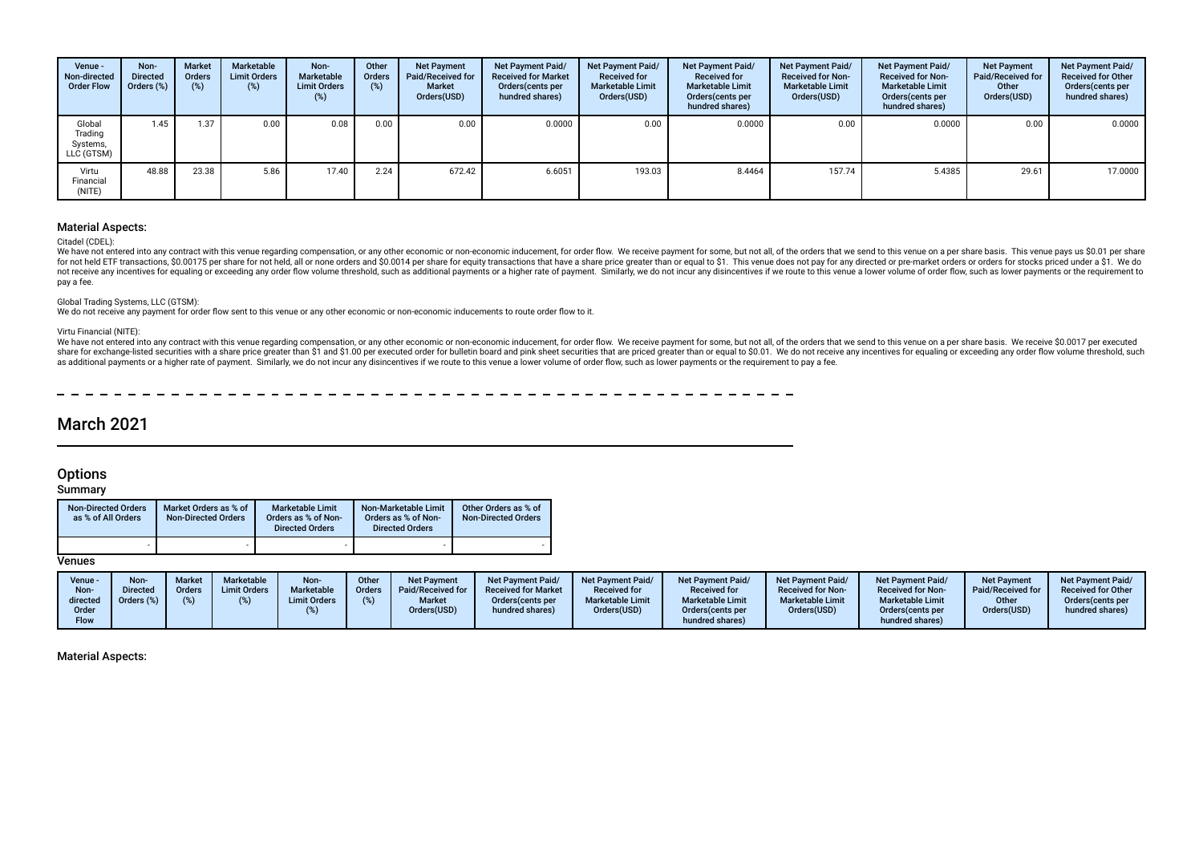| Venue - Non-directed Order Flow | Non-Directed Orders (%) | Market Orders (%) | Marketable Limit Orders (%) | Non-Marketable Limit Orders (%) | Other Orders (%) | Net Payment Paid/Received for Market Orders(USD) | Net Payment Paid/ Received for Market Orders(cents per hundred shares) | Net Payment Paid/ Received for Marketable Limit Orders(USD) | Net Payment Paid/ Received for Marketable Limit Orders(cents per hundred shares) | Net Payment Paid/ Received for Non-Marketable Limit Orders(USD) | Net Payment Paid/ Received for Non-Marketable Limit Orders(cents per hundred shares) | Net Payment Paid/Received for Other Orders(USD) | Net Payment Paid/ Received for Other Orders(cents per hundred shares) |
|---|---|---|---|---|---|---|---|---|---|---|---|---|---|
| Global Trading Systems, LLC (GTSM) | 1.45 | 1.37 | 0.00 | 0.08 | 0.00 | 0.00 | 0.0000 | 0.00 | 0.0000 | 0.00 | 0.0000 | 0.00 | 0.0000 |
| Virtu Financial (NITE) | 48.88 | 23.38 | 5.86 | 17.40 | 2.24 | 672.42 | 6.6051 | 193.03 | 8.4464 | 157.74 | 5.4385 | 29.61 | 17.0000 |

### Material Aspects:

Citadel (CDEL):

We have not entered into any contract with this venue regarding compensation, or any other economic or non-economic inducement, for order flow. We receive payment for some, but not all, of the orders that we send to this venue on a per share basis. This venue pays us $0.01 per share for not held ETF transactions, $0.00175 per share for not held, all or none orders and $0.0014 per share for equity transactions that have a share price greater than or equal to $1. This venue does not pay for any directed or pre-market orders or orders for stocks priced under a $1. We do not receive any incentives for equaling or exceeding any order flow volume threshold, such as additional payments or a higher rate of payment. Similarly, we do not incur any disincentives if we route to this venue a lower volume of order flow, such as lower payments or the requirement to pay a fee.

Global Trading Systems, LLC (GTSM):

We do not receive any payment for order flow sent to this venue or any other economic or non-economic inducements to route order flow to it.

Virtu Financial (NITE):

We have not entered into any contract with this venue regarding compensation, or any other economic or non-economic inducement, for order flow. We receive payment for some, but not all, of the orders that we send to this venue on a per share basis. We receive $0.0017 per executed share for exchange-listed securities with a share price greater than $1 and $1.00 per executed order for bulletin board and pink sheet securities that are priced greater than or equal to $0.01. We do not receive any incentives for equaling or exceeding any order flow volume threshold, such as additional payments or a higher rate of payment. Similarly, we do not incur any disincentives if we route to this venue a lower volume of order flow, such as lower payments or the requirement to pay a fee.

# March 2021

## Options

### Summary

| Non-Directed Orders as % of All Orders | Market Orders as % of Non-Directed Orders | Marketable Limit Orders as % of Non-Directed Orders | Non-Marketable Limit Orders as % of Non-Directed Orders | Other Orders as % of Non-Directed Orders |
|---|---|---|---|---|
| - | - | - | - | - |

### Venues

| Venue - Non-directed Order Flow | Non-Directed Orders (%) | Market Orders (%) | Marketable Limit Orders (%) | Non-Marketable Limit Orders (%) | Other Orders (%) | Net Payment Paid/Received for Market Orders(USD) | Net Payment Paid/ Received for Market Orders(cents per hundred shares) | Net Payment Paid/ Received for Marketable Limit Orders(USD) | Net Payment Paid/ Received for Marketable Limit Orders(cents per hundred shares) | Net Payment Paid/ Received for Non-Marketable Limit Orders(USD) | Net Payment Paid/ Received for Non-Marketable Limit Orders(cents per hundred shares) | Net Payment Paid/Received for Other Orders(USD) | Net Payment Paid/ Received for Other Orders(cents per hundred shares) |
|---|---|---|---|---|---|---|---|---|---|---|---|---|---|

### Material Aspects: